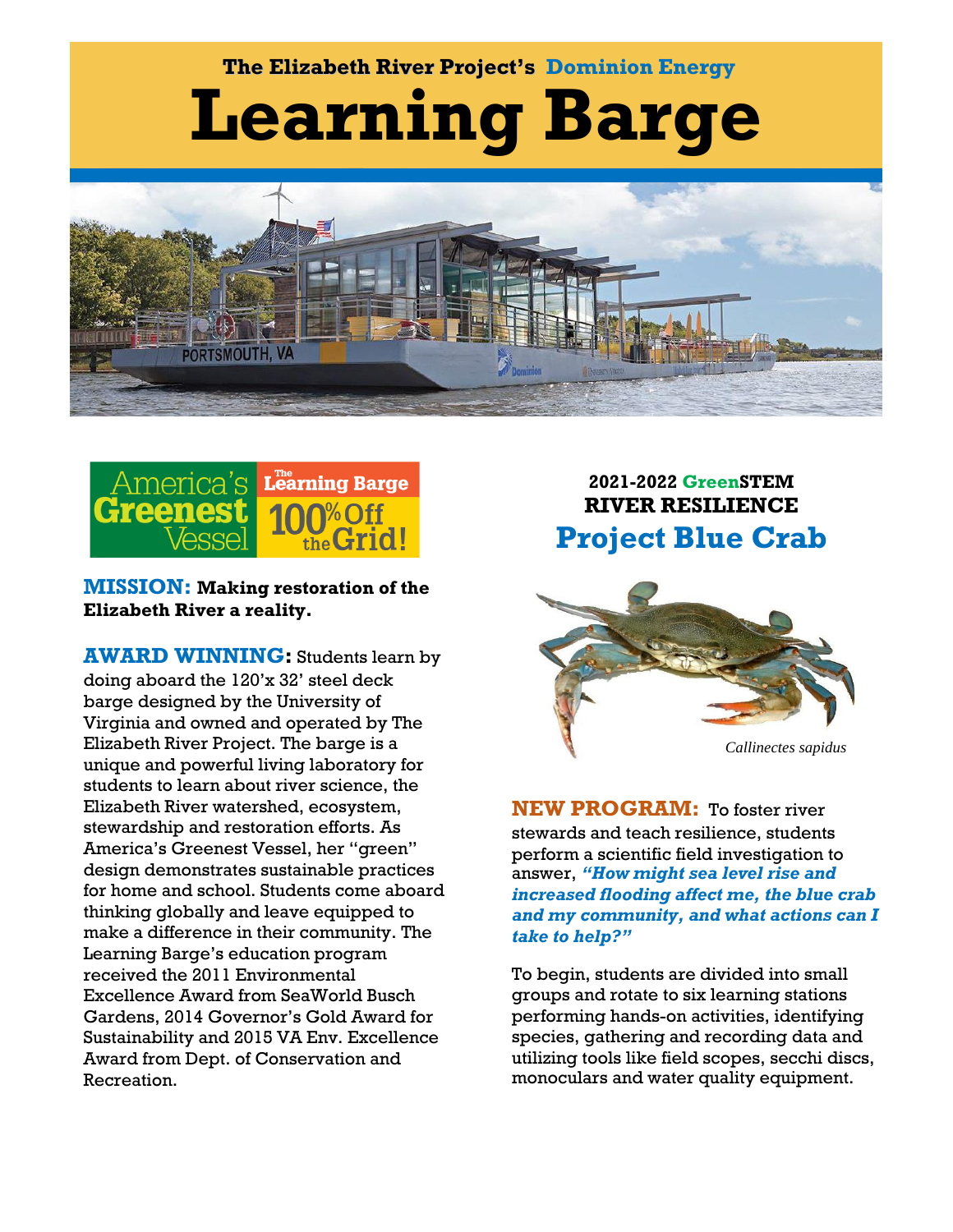The Elizabeth River Project's Dominion Energy

# Learning Barge

America's Greenest Vessel — The Learning Barge 100% Off the Grid!

**MISSION: Making restoration of the Elizabeth River a reality.**

**AWARD WINNING:** Students learn by doing aboard the 120'x 32' steel deck barge designed by the University of Virginia and owned and operated by The Elizabeth River Project. The barge is a unique and powerful living laboratory for students to learn about river science, the Elizabeth River watershed, ecosystem, stewardship and restoration efforts. As America's Greenest Vessel, her "green" design demonstrates sustainable practices for home and school. Students come aboard thinking globally and leave equipped to make a difference in their community. The Learning Barge's education program received the 2011 Environmental Excellence Award from SeaWorld Busch Gardens, 2014 Governor's Gold Award for Sustainability and 2015 VA Env. Excellence Award from Dept. of Conservation and Recreation.

## 2021-2022 GreenSTEM RIVER RESILIENCE

## Project Blue Crab

*Callinectes sapidus*

**NEW PROGRAM:** To foster river stewards and teach resilience, students perform a scientific field investigation to answer, ***"How might sea level rise and increased flooding affect me, the blue crab and my community, and what actions can I take to help?"***

To begin, students are divided into small groups and rotate to six learning stations performing hands-on activities, identifying species, gathering and recording data and utilizing tools like field scopes, secchi discs, monoculars and water quality equipment.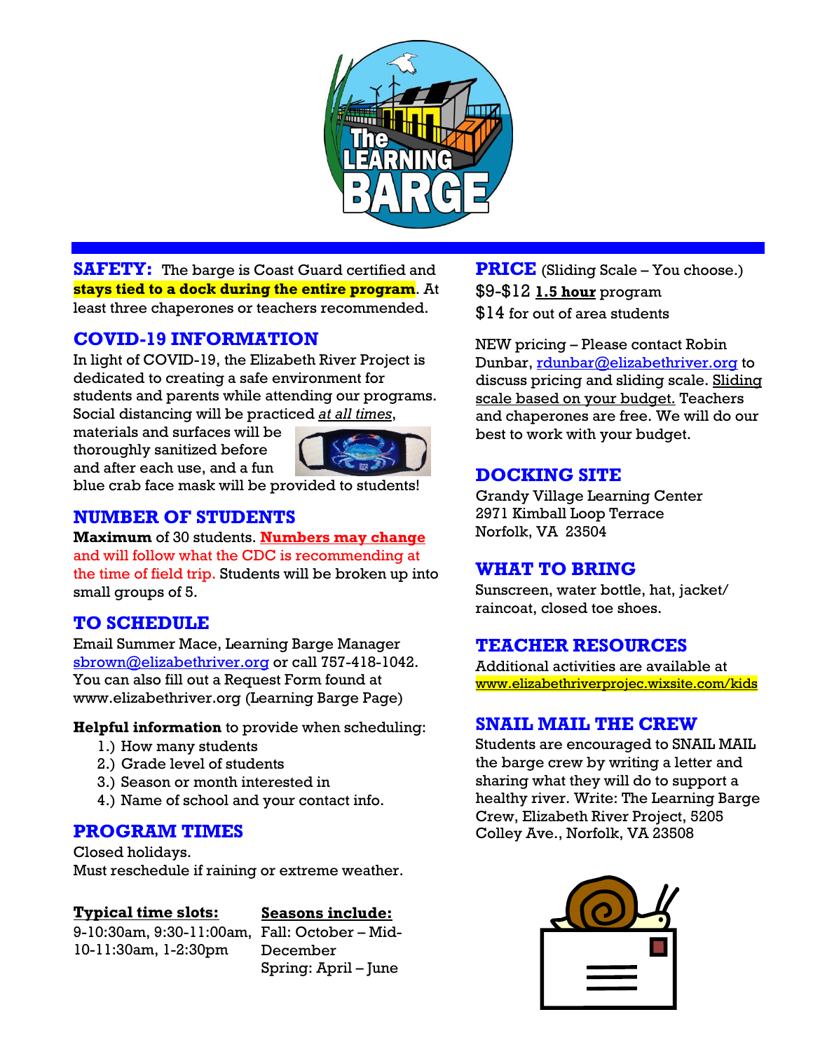**SAFETY:** The barge is Coast Guard certified and **stays tied to a dock during the entire program**. At least three chaperones or teachers recommended.

## COVID-19 INFORMATION

In light of COVID-19, the Elizabeth River Project is dedicated to creating a safe environment for students and parents while attending our programs. Social distancing will be practiced *at all times*, materials and surfaces will be thoroughly sanitized before and after each use, and a fun blue crab face mask will be provided to students!

## NUMBER OF STUDENTS

**Maximum** of 30 students. **Numbers may change** and will follow what the CDC is recommending at the time of field trip. Students will be broken up into small groups of 5.

## TO SCHEDULE

Email Summer Mace, Learning Barge Manager sbrown@elizabethriver.org or call 757-418-1042. You can also fill out a Request Form found at www.elizabethriver.org (Learning Barge Page)

**Helpful information** to provide when scheduling:

1.) How many students
2.) Grade level of students
3.) Season or month interested in
4.) Name of school and your contact info.

## PROGRAM TIMES

Closed holidays.
Must reschedule if raining or extreme weather.

**Typical time slots:**
9-10:30am, 9:30-11:00am, 10-11:30am, 1-2:30pm

**Seasons include:**
Fall: October – Mid-December
Spring: April – June

## PRICE

(Sliding Scale – You choose.)

$9-$12 **1.5 hour** program
$14 for out of area students

NEW pricing – Please contact Robin Dunbar, rdunbar@elizabethriver.org to discuss pricing and sliding scale. Sliding scale based on your budget. Teachers and chaperones are free. We will do our best to work with your budget.

## DOCKING SITE

Grandy Village Learning Center
2971 Kimball Loop Terrace
Norfolk, VA 23504

## WHAT TO BRING

Sunscreen, water bottle, hat, jacket/ raincoat, closed toe shoes.

## TEACHER RESOURCES

Additional activities are available at www.elizabethriverprojec.wixsite.com/kids

## SNAIL MAIL THE CREW

Students are encouraged to SNAIL MAIL the barge crew by writing a letter and sharing what they will do to support a healthy river. Write: The Learning Barge Crew, Elizabeth River Project, 5205 Colley Ave., Norfolk, VA 23508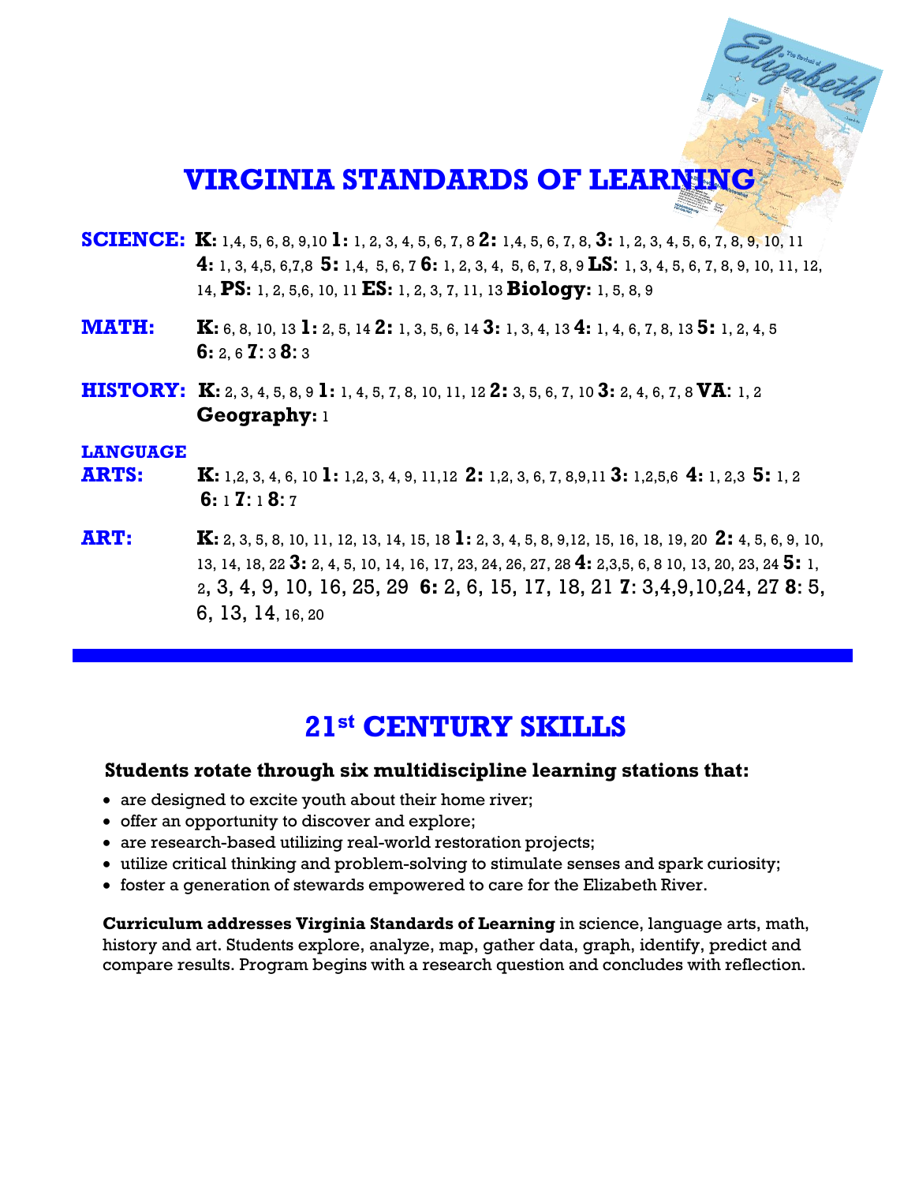# VIRGINIA STANDARDS OF LEARNING

**SCIENCE:** **K:** 1,4, 5, 6, 8, 9,10 **1:** 1, 2, 3, 4, 5, 6, 7, 8 **2:** 1,4, 5, 6, 7, 8, **3:** 1, 2, 3, 4, 5, 6, 7, 8, 9, 10, 11 **4:** 1, 3, 4,5, 6,7,8 **5:** 1,4, 5, 6, 7 **6:** 1, 2, 3, 4, 5, 6, 7, 8, 9 **LS:** 1, 3, 4, 5, 6, 7, 8, 9, 10, 11, 12, 14, **PS:** 1, 2, 5,6, 10, 11 **ES:** 1, 2, 3, 7, 11, 13 **Biology:** 1, 5, 8, 9

**MATH:** **K:** 6, 8, 10, 13 **1:** 2, 5, 14 **2:** 1, 3, 5, 6, 14 **3:** 1, 3, 4, 13 **4:** 1, 4, 6, 7, 8, 13 **5:** 1, 2, 4, 5 **6:** 2, 6 **7:** 3 **8:** 3

**HISTORY:** **K:** 2, 3, 4, 5, 8, 9 **1:** 1, 4, 5, 7, 8, 10, 11, 12 **2:** 3, 5, 6, 7, 10 **3:** 2, 4, 6, 7, 8 **VA:** 1, 2 **Geography:** 1

**LANGUAGE ARTS:** **K:** 1,2, 3, 4, 6, 10 **1:** 1,2, 3, 4, 9, 11,12 **2:** 1,2, 3, 6, 7, 8,9,11 **3:** 1,2,5,6 **4:** 1, 2,3 **5:** 1, 2 **6:** 1 **7:** 1 **8:** 7

**ART:** **K:** 2, 3, 5, 8, 10, 11, 12, 13, 14, 15, 18 **1:** 2, 3, 4, 5, 8, 9,12, 15, 16, 18, 19, 20 **2:** 4, 5, 6, 9, 10, 13, 14, 18, 22 **3:** 2, 4, 5, 10, 14, 16, 17, 23, 24, 26, 27, 28 **4:** 2,3,5, 6, 8 10, 13, 20, 23, 24 **5:** 1, 2, 3, 4, 9, 10, 16, 25, 29 **6:** 2, 6, 15, 17, 18, 21 **7:** 3,4,9,10,24, 27 **8:** 5, 6, 13, 14, 16, 20

---

# 21st CENTURY SKILLS

**Students rotate through six multidiscipline learning stations that:**

- are designed to excite youth about their home river;
- offer an opportunity to discover and explore;
- are research-based utilizing real-world restoration projects;
- utilize critical thinking and problem-solving to stimulate senses and spark curiosity;
- foster a generation of stewards empowered to care for the Elizabeth River.

**Curriculum addresses Virginia Standards of Learning** in science, language arts, math, history and art. Students explore, analyze, map, gather data, graph, identify, predict and compare results. Program begins with a research question and concludes with reflection.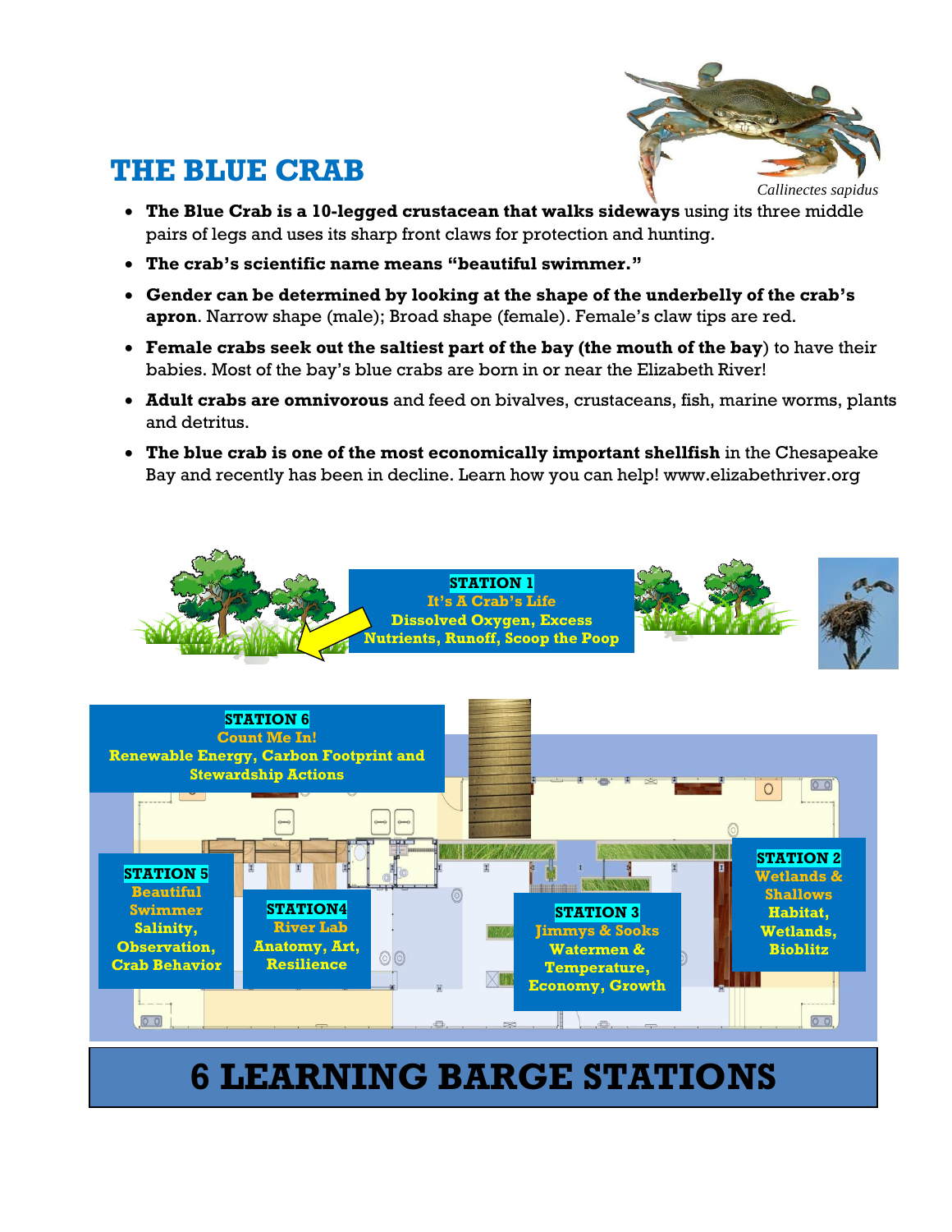# THE BLUE CRAB

*Callinectes sapidus*

- **The Blue Crab is a 10-legged crustacean that walks sideways** using its three middle pairs of legs and uses its sharp front claws for protection and hunting.
- **The crab's scientific name means "beautiful swimmer."**
- **Gender can be determined by looking at the shape of the underbelly of the crab's apron**. Narrow shape (male); Broad shape (female). Female's claw tips are red.
- **Female crabs seek out the saltiest part of the bay (the mouth of the bay**) to have their babies. Most of the bay's blue crabs are born in or near the Elizabeth River!
- **Adult crabs are omnivorous** and feed on bivalves, crustaceans, fish, marine worms, plants and detritus.
- **The blue crab is one of the most economically important shellfish** in the Chesapeake Bay and recently has been in decline. Learn how you can help! www.elizabethriver.org

**STATION 1**
It's A Crab's Life
Dissolved Oxygen, Excess Nutrients, Runoff, Scoop the Poop

**STATION 6**
Count Me In!
Renewable Energy, Carbon Footprint and Stewardship Actions

**STATION 5**
Beautiful Swimmer
Salinity, Observation, Crab Behavior

**STATION4**
River Lab
Anatomy, Art, Resilience

**STATION 3**
Jimmys & Sooks
Watermen & Temperature, Economy, Growth

**STATION 2**
Wetlands & Shallows
Habitat, Wetlands, Bioblitz

# 6 LEARNING BARGE STATIONS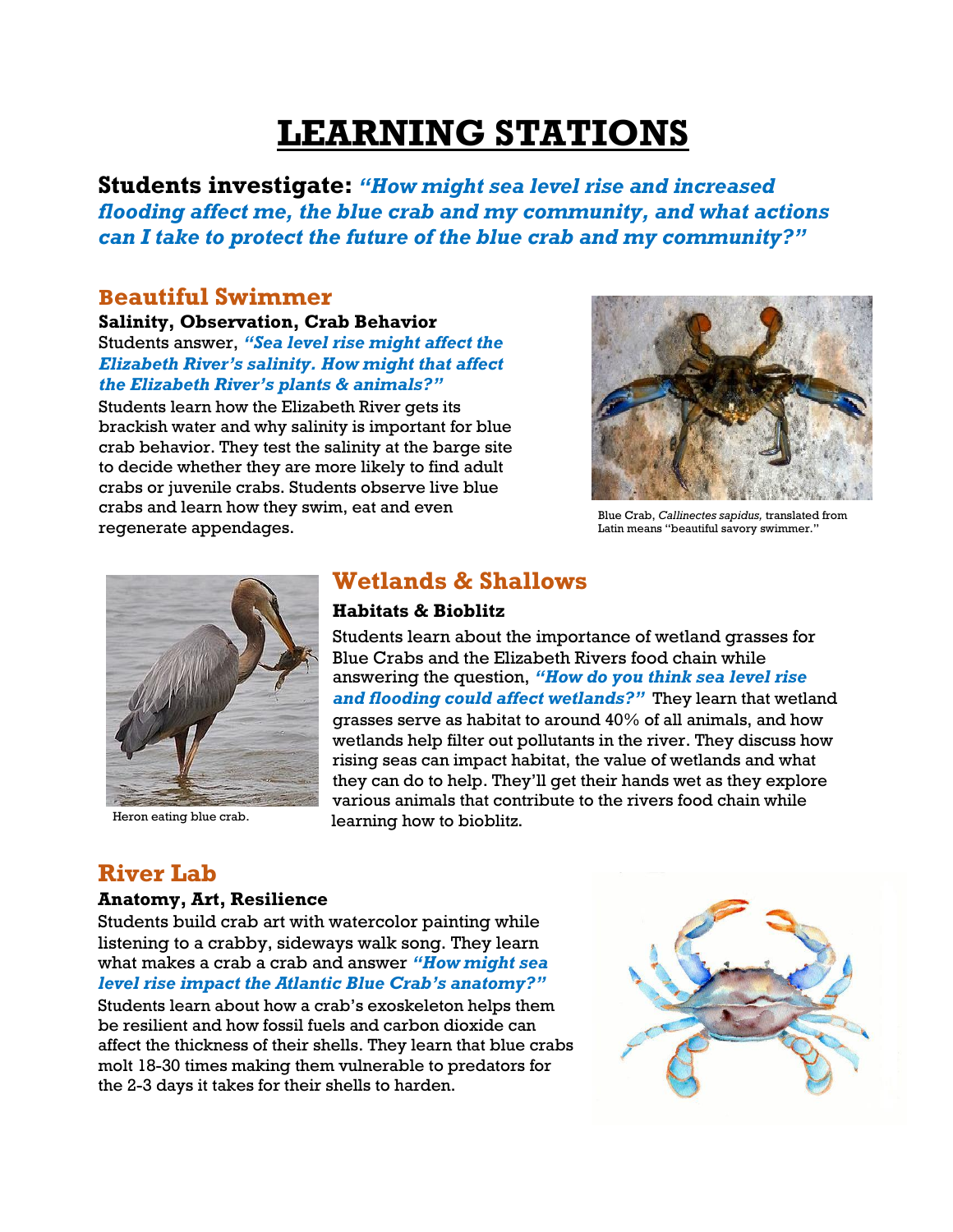# LEARNING STATIONS

**Students investigate:** ***"How might sea level rise and increased flooding affect me, the blue crab and my community, and what actions can I take to protect the future of the blue crab and my community?"***

## Beautiful Swimmer

**Salinity, Observation, Crab Behavior**

Students answer, ***"Sea level rise might affect the Elizabeth River's salinity. How might that affect the Elizabeth River's plants & animals?"*** Students learn how the Elizabeth River gets its brackish water and why salinity is important for blue crab behavior. They test the salinity at the barge site to decide whether they are more likely to find adult crabs or juvenile crabs. Students observe live blue crabs and learn how they swim, eat and even regenerate appendages.

Blue Crab, *Callinectes sapidus,* translated from Latin means "beautiful savory swimmer."

## Wetlands & Shallows

**Habitats & Bioblitz**

Students learn about the importance of wetland grasses for Blue Crabs and the Elizabeth Rivers food chain while answering the question, ***"How do you think sea level rise and flooding could affect wetlands?"*** They learn that wetland grasses serve as habitat to around 40% of all animals, and how wetlands help filter out pollutants in the river. They discuss how rising seas can impact habitat, the value of wetlands and what they can do to help. They'll get their hands wet as they explore various animals that contribute to the rivers food chain while learning how to bioblitz.

Heron eating blue crab.

## River Lab

**Anatomy, Art, Resilience**

Students build crab art with watercolor painting while listening to a crabby, sideways walk song. They learn what makes a crab a crab and answer ***"How might sea level rise impact the Atlantic Blue Crab's anatomy?"*** Students learn about how a crab's exoskeleton helps them be resilient and how fossil fuels and carbon dioxide can affect the thickness of their shells. They learn that blue crabs molt 18-30 times making them vulnerable to predators for the 2-3 days it takes for their shells to harden.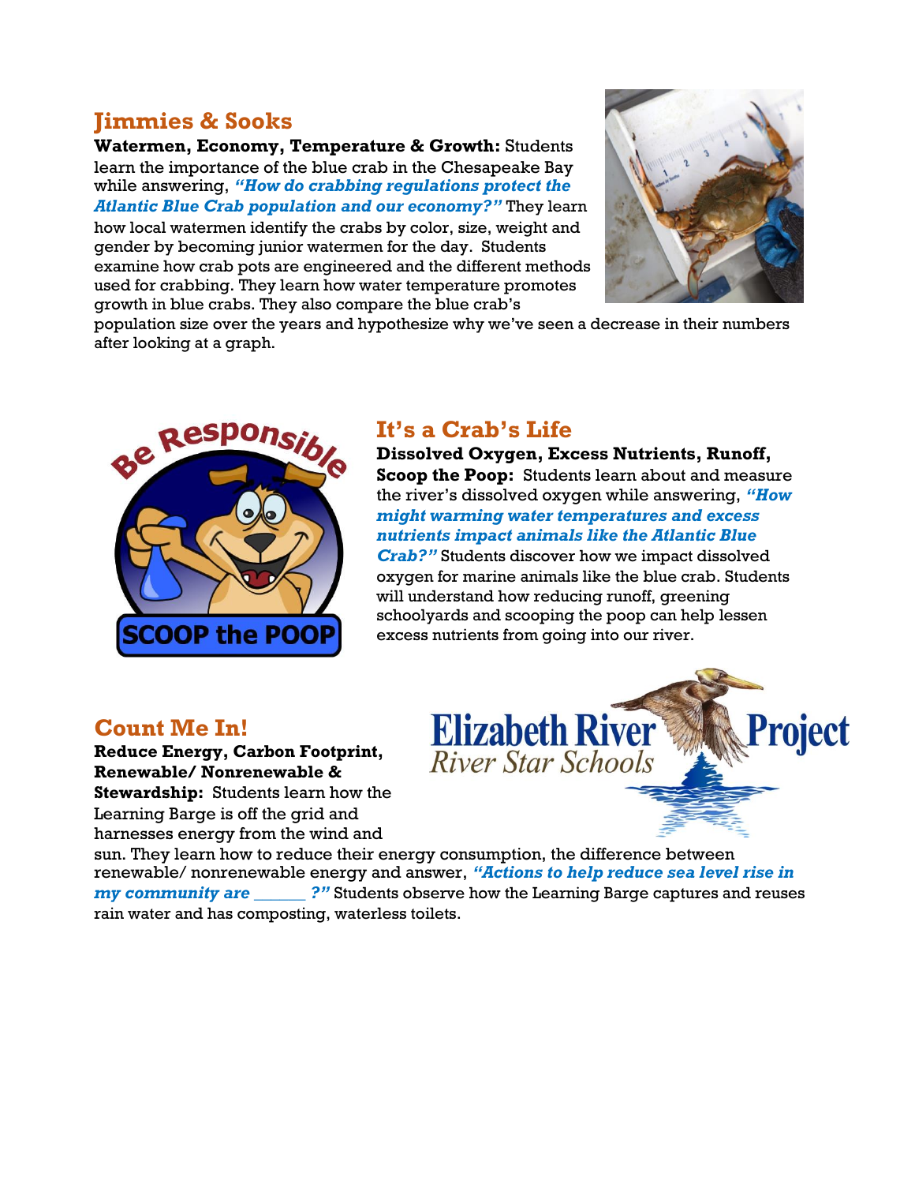## Jimmies & Sooks

**Watermen, Economy, Temperature & Growth:** Students learn the importance of the blue crab in the Chesapeake Bay while answering, ***"How do crabbing regulations protect the Atlantic Blue Crab population and our economy?"*** They learn how local watermen identify the crabs by color, size, weight and gender by becoming junior watermen for the day. Students examine how crab pots are engineered and the different methods used for crabbing. They learn how water temperature promotes growth in blue crabs. They also compare the blue crab's population size over the years and hypothesize why we've seen a decrease in their numbers after looking at a graph.

## It's a Crab's Life

**Dissolved Oxygen, Excess Nutrients, Runoff, Scoop the Poop:** Students learn about and measure the river's dissolved oxygen while answering, ***"How might warming water temperatures and excess nutrients impact animals like the Atlantic Blue Crab?"*** Students discover how we impact dissolved oxygen for marine animals like the blue crab. Students will understand how reducing runoff, greening schoolyards and scooping the poop can help lessen excess nutrients from going into our river.

## Count Me In!

**Reduce Energy, Carbon Footprint, Renewable/ Nonrenewable & Stewardship:** Students learn how the Learning Barge is off the grid and harnesses energy from the wind and sun. They learn how to reduce their energy consumption, the difference between renewable/ nonrenewable energy and answer, ***"Actions to help reduce sea level rise in my community are ______ ?"*** Students observe how the Learning Barge captures and reuses rain water and has composting, waterless toilets.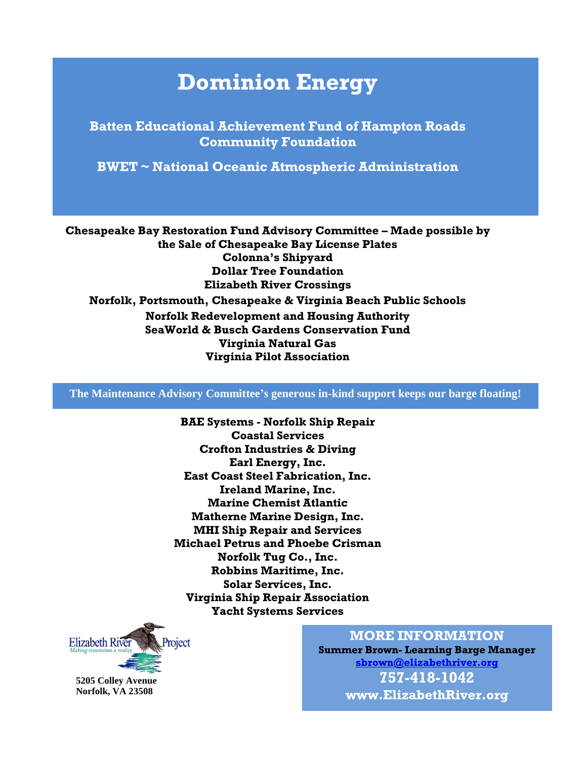# Dominion Energy

**Batten Educational Achievement Fund of Hampton Roads Community Foundation**

**BWET ~ National Oceanic Atmospheric Administration**

**Chesapeake Bay Restoration Fund Advisory Committee – Made possible by the Sale of Chesapeake Bay License Plates**
**Colonna's Shipyard**
**Dollar Tree Foundation**
**Elizabeth River Crossings**
**Norfolk, Portsmouth, Chesapeake & Virginia Beach Public Schools**
**Norfolk Redevelopment and Housing Authority**
**SeaWorld & Busch Gardens Conservation Fund**
**Virginia Natural Gas**
**Virginia Pilot Association**

**The Maintenance Advisory Committee's generous in-kind support keeps our barge floating!**

**BAE Systems - Norfolk Ship Repair**
**Coastal Services**
**Crofton Industries & Diving**
**Earl Energy, Inc.**
**East Coast Steel Fabrication, Inc.**
**Ireland Marine, Inc.**
**Marine Chemist Atlantic**
**Matherne Marine Design, Inc.**
**MHI Ship Repair and Services**
**Michael Petrus and Phoebe Crisman**
**Norfolk Tug Co., Inc.**
**Robbins Maritime, Inc.**
**Solar Services, Inc.**
**Virginia Ship Repair Association**
**Yacht Systems Services**

Elizabeth River Project
*Making restoration a reality.*

**5205 Colley Avenue**
**Norfolk, VA 23508**

**MORE INFORMATION**
**Summer Brown- Learning Barge Manager**
**sbrown@elizabethriver.org**
**757-418-1042**
**www.ElizabethRiver.org**